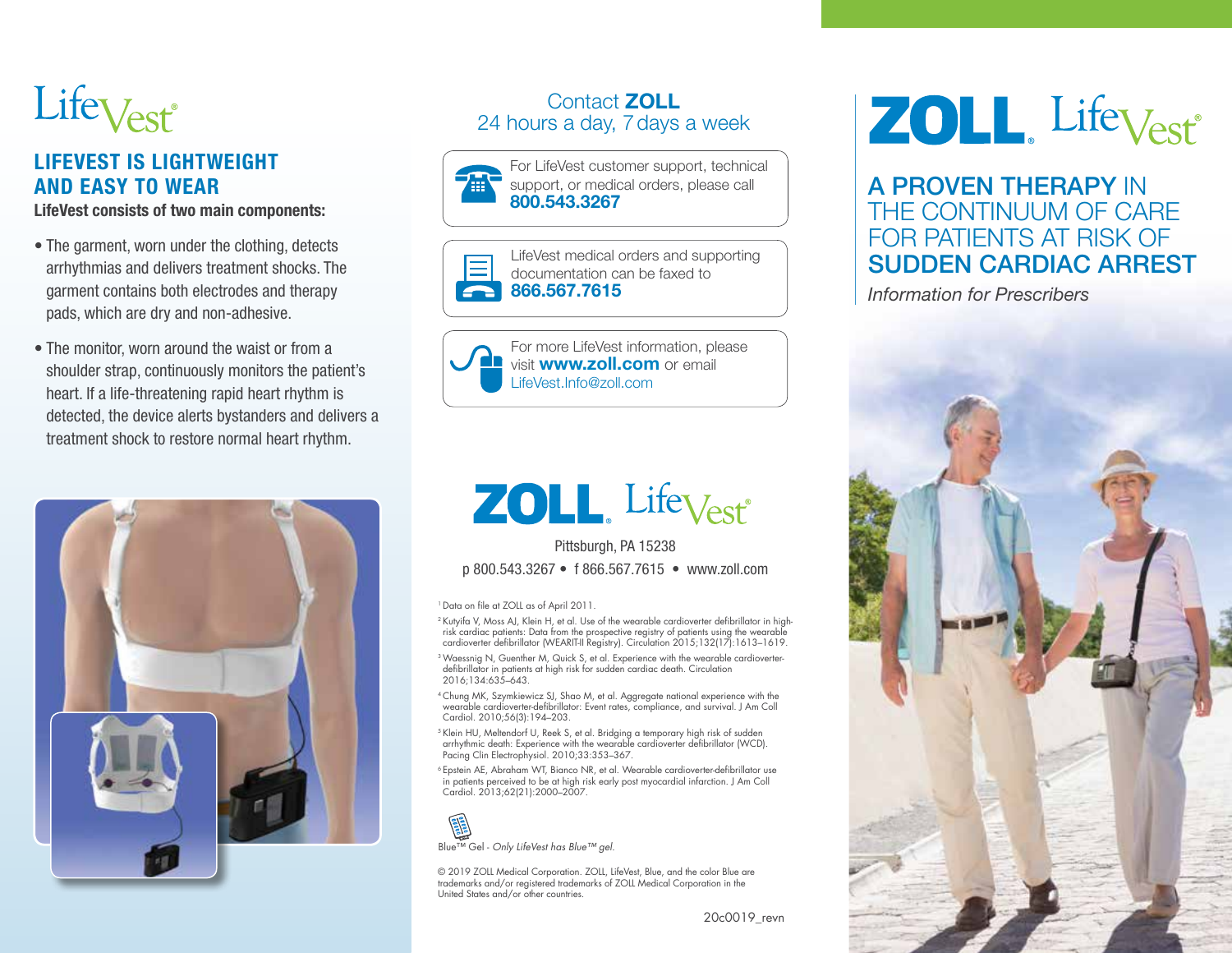LifeVest®

## LIFEVEST IS LIGHTWEIGHT AND EASY TO WEAR

**LifeVest consists of two main components:**

- The garment, worn under the clothing, detects arrhythmias and delivers treatment shocks. The garment contains both electrodes and therapy pads, which are dry and non-adhesive.
- The monitor, worn around the waist or from a shoulder strap, continuously monitors the patient's heart. If a life-threatening rapid heart rhythm is detected, the device alerts bystanders and delivers a treatment shock to restore normal heart rhythm.

## Contact **ZOLL**
24 hours a day, 7 days a week

For LifeVest customer support, technical support, or medical orders, please call **800.543.3267**

LifeVest medical orders and supporting documentation can be faxed to **866.567.7615**

For more LifeVest information, please visit **www.zoll.com** or email LifeVest.Info@zoll.com

ZOLL® LifeVest®

Pittsburgh, PA 15238

p 800.543.3267 • f 866.567.7615 • www.zoll.com

[1] Data on file at ZOLL as of April 2011.

[2] Kutyifa V, Moss AJ, Klein H, et al. Use of the wearable cardioverter defibrillator in high-risk cardiac patients: Data from the prospective registry of patients using the wearable cardioverter defibrillator (WEARIT-II Registry). Circulation 2015;132(17):1613–1619.

[3] Waessnig N, Guenther M, Quick S, et al. Experience with the wearable cardioverter-defibrillator in patients at high risk for sudden cardiac death. Circulation 2016;134:635–643.

[4] Chung MK, Szymkiewicz SJ, Shao M, et al. Aggregate national experience with the wearable cardioverter-defibrillator: Event rates, compliance, and survival. J Am Coll Cardiol. 2010;56(3):194–203.

[5] Klein HU, Meltendorf U, Reek S, et al. Bridging a temporary high risk of sudden arrhythmic death: Experience with the wearable cardioverter defibrillator (WCD). Pacing Clin Electrophysiol. 2010;33:353–367.

[6] Epstein AE, Abraham WT, Bianco NR, et al. Wearable cardioverter-defibrillator use in patients perceived to be at high risk early post myocardial infarction. J Am Coll Cardiol. 2013;62(21):2000–2007.

Blue™ Gel - *Only LifeVest has Blue™ gel.*

© 2019 ZOLL Medical Corporation. ZOLL, LifeVest, Blue, and the color Blue are trademarks and/or registered trademarks of ZOLL Medical Corporation in the United States and/or other countries.

20c0019_revn

ZOLL® LifeVest®

# A PROVEN THERAPY IN THE CONTINUUM OF CARE FOR PATIENTS AT RISK OF SUDDEN CARDIAC ARREST

*Information for Prescribers*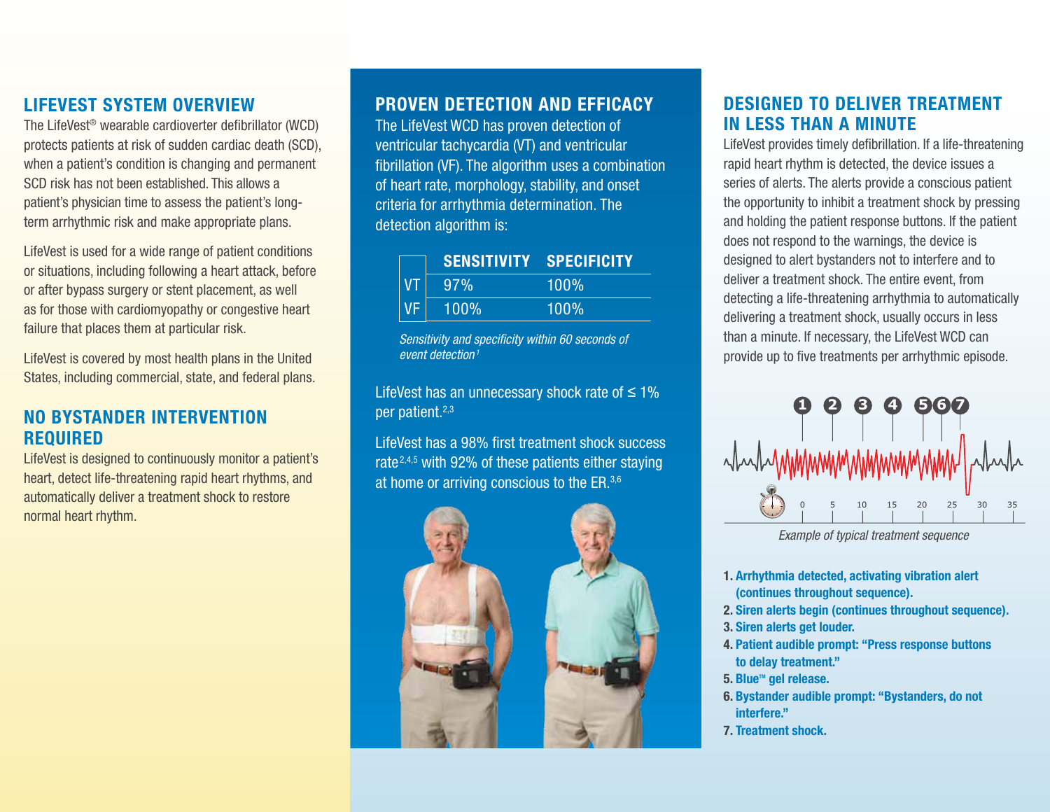## LIFEVEST SYSTEM OVERVIEW

The LifeVest® wearable cardioverter defibrillator (WCD) protects patients at risk of sudden cardiac death (SCD), when a patient's condition is changing and permanent SCD risk has not been established. This allows a patient's physician time to assess the patient's long-term arrhythmic risk and make appropriate plans.

LifeVest is used for a wide range of patient conditions or situations, including following a heart attack, before or after bypass surgery or stent placement, as well as for those with cardiomyopathy or congestive heart failure that places them at particular risk.

LifeVest is covered by most health plans in the United States, including commercial, state, and federal plans.

## NO BYSTANDER INTERVENTION REQUIRED

LifeVest is designed to continuously monitor a patient's heart, detect life-threatening rapid heart rhythms, and automatically deliver a treatment shock to restore normal heart rhythm.

## PROVEN DETECTION AND EFFICACY

The LifeVest WCD has proven detection of ventricular tachycardia (VT) and ventricular fibrillation (VF). The algorithm uses a combination of heart rate, morphology, stability, and onset criteria for arrhythmia determination. The detection algorithm is:

| | SENSITIVITY | SPECIFICITY |
|---|---|---|
| VT | 97% | 100% |
| VF | 100% | 100% |

*Sensitivity and specificity within 60 seconds of event detection*[1]

LifeVest has an unnecessary shock rate of ≤ 1% per patient.[2,3]

LifeVest has a 98% first treatment shock success rate[2,4,5] with 92% of these patients either staying at home or arriving conscious to the ER.[3,6]

## DESIGNED TO DELIVER TREATMENT IN LESS THAN A MINUTE

LifeVest provides timely defibrillation. If a life-threatening rapid heart rhythm is detected, the device issues a series of alerts. The alerts provide a conscious patient the opportunity to inhibit a treatment shock by pressing and holding the patient response buttons. If the patient does not respond to the warnings, the device is designed to alert bystanders not to interfere and to deliver a treatment shock. The entire event, from detecting a life-threatening arrhythmia to automatically delivering a treatment shock, usually occurs in less than a minute. If necessary, the LifeVest WCD can provide up to five treatments per arrhythmic episode.

1 2 3 4 5 6 7

0 5 10 15 20 25 30 35

*Example of typical treatment sequence*

1. **Arrhythmia detected, activating vibration alert (continues throughout sequence).**
2. **Siren alerts begin (continues throughout sequence).**
3. **Siren alerts get louder.**
4. **Patient audible prompt: "Press response buttons to delay treatment."**
5. **Blue™ gel release.**
6. **Bystander audible prompt: "Bystanders, do not interfere."**
7. **Treatment shock.**